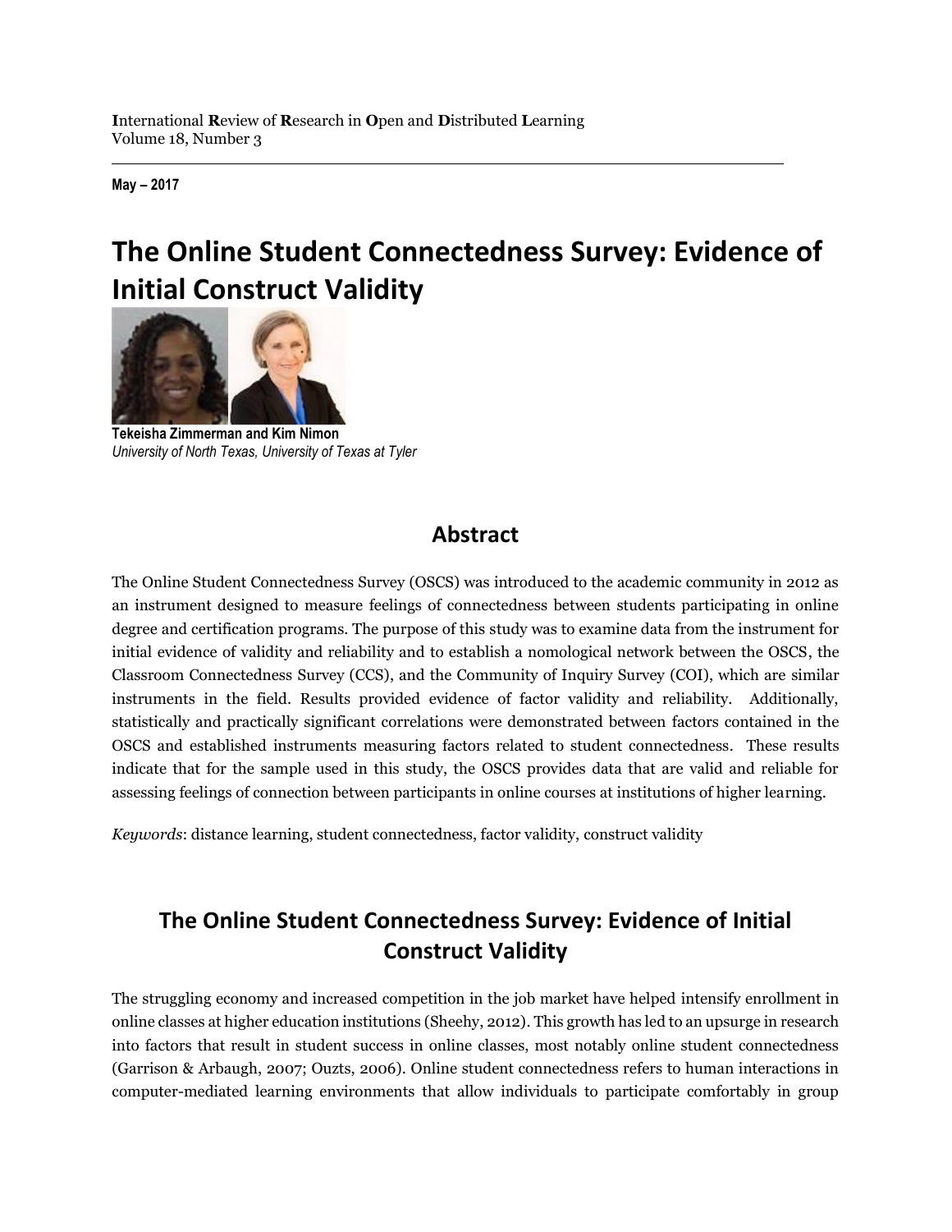**I**nternational **R**eview of **R**esearch in **O**pen and **D**istributed **L**earning
Volume 18, Number 3

**May – 2017**

# The Online Student Connectedness Survey: Evidence of Initial Construct Validity

**Tekeisha Zimmerman and Kim Nimon**
*University of North Texas, University of Texas at Tyler*

## Abstract

The Online Student Connectedness Survey (OSCS) was introduced to the academic community in 2012 as an instrument designed to measure feelings of connectedness between students participating in online degree and certification programs. The purpose of this study was to examine data from the instrument for initial evidence of validity and reliability and to establish a nomological network between the OSCS, the Classroom Connectedness Survey (CCS), and the Community of Inquiry Survey (COI), which are similar instruments in the field. Results provided evidence of factor validity and reliability. Additionally, statistically and practically significant correlations were demonstrated between factors contained in the OSCS and established instruments measuring factors related to student connectedness. These results indicate that for the sample used in this study, the OSCS provides data that are valid and reliable for assessing feelings of connection between participants in online courses at institutions of higher learning.

*Keywords*: distance learning, student connectedness, factor validity, construct validity

## The Online Student Connectedness Survey: Evidence of Initial Construct Validity

The struggling economy and increased competition in the job market have helped intensify enrollment in online classes at higher education institutions (Sheehy, 2012). This growth has led to an upsurge in research into factors that result in student success in online classes, most notably online student connectedness (Garrison & Arbaugh, 2007; Ouzts, 2006). Online student connectedness refers to human interactions in computer-mediated learning environments that allow individuals to participate comfortably in group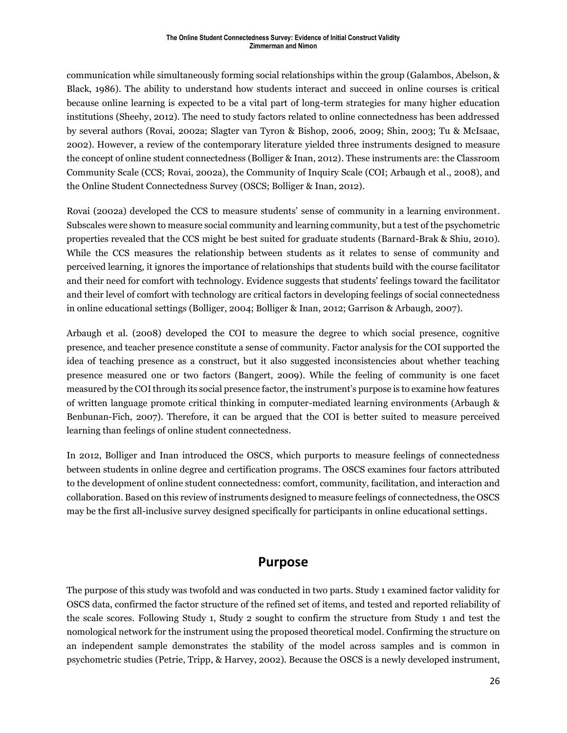communication while simultaneously forming social relationships within the group (Galambos, Abelson, & Black, 1986). The ability to understand how students interact and succeed in online courses is critical because online learning is expected to be a vital part of long-term strategies for many higher education institutions (Sheehy, 2012). The need to study factors related to online connectedness has been addressed by several authors (Rovai, 2002a; Slagter van Tyron & Bishop, 2006, 2009; Shin, 2003; Tu & McIsaac, 2002). However, a review of the contemporary literature yielded three instruments designed to measure the concept of online student connectedness (Bolliger & Inan, 2012). These instruments are: the Classroom Community Scale (CCS; Rovai, 2002a), the Community of Inquiry Scale (COI; Arbaugh et al., 2008), and the Online Student Connectedness Survey (OSCS; Bolliger & Inan, 2012).

Rovai (2002a) developed the CCS to measure students' sense of community in a learning environment. Subscales were shown to measure social community and learning community, but a test of the psychometric properties revealed that the CCS might be best suited for graduate students (Barnard-Brak & Shiu, 2010). While the CCS measures the relationship between students as it relates to sense of community and perceived learning, it ignores the importance of relationships that students build with the course facilitator and their need for comfort with technology. Evidence suggests that students' feelings toward the facilitator and their level of comfort with technology are critical factors in developing feelings of social connectedness in online educational settings (Bolliger, 2004; Bolliger & Inan, 2012; Garrison & Arbaugh, 2007).

Arbaugh et al. (2008) developed the COI to measure the degree to which social presence, cognitive presence, and teacher presence constitute a sense of community. Factor analysis for the COI supported the idea of teaching presence as a construct, but it also suggested inconsistencies about whether teaching presence measured one or two factors (Bangert, 2009). While the feeling of community is one facet measured by the COI through its social presence factor, the instrument's purpose is to examine how features of written language promote critical thinking in computer-mediated learning environments (Arbaugh & Benbunan-Fich, 2007). Therefore, it can be argued that the COI is better suited to measure perceived learning than feelings of online student connectedness.

In 2012, Bolliger and Inan introduced the OSCS, which purports to measure feelings of connectedness between students in online degree and certification programs. The OSCS examines four factors attributed to the development of online student connectedness: comfort, community, facilitation, and interaction and collaboration. Based on this review of instruments designed to measure feelings of connectedness, the OSCS may be the first all-inclusive survey designed specifically for participants in online educational settings.

## Purpose

The purpose of this study was twofold and was conducted in two parts. Study 1 examined factor validity for OSCS data, confirmed the factor structure of the refined set of items, and tested and reported reliability of the scale scores. Following Study 1, Study 2 sought to confirm the structure from Study 1 and test the nomological network for the instrument using the proposed theoretical model. Confirming the structure on an independent sample demonstrates the stability of the model across samples and is common in psychometric studies (Petrie, Tripp, & Harvey, 2002). Because the OSCS is a newly developed instrument,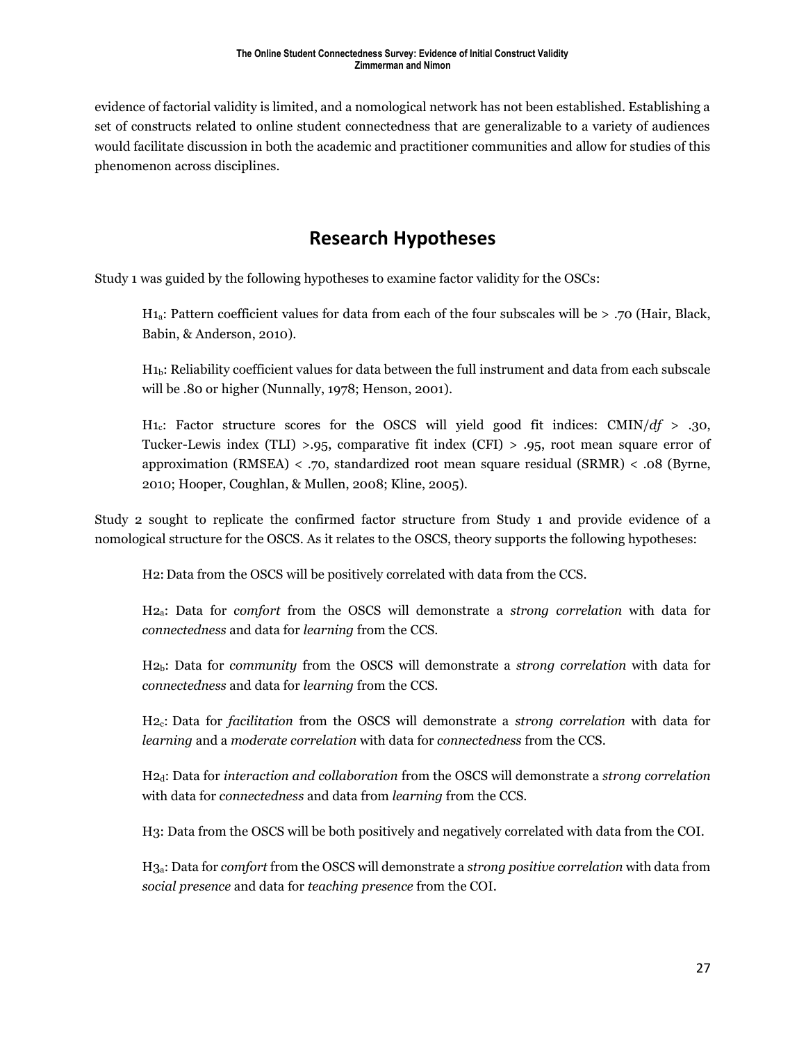evidence of factorial validity is limited, and a nomological network has not been established. Establishing a set of constructs related to online student connectedness that are generalizable to a variety of audiences would facilitate discussion in both the academic and practitioner communities and allow for studies of this phenomenon across disciplines.

## Research Hypotheses

Study 1 was guided by the following hypotheses to examine factor validity for the OSCs:

> $H1_a$: Pattern coefficient values for data from each of the four subscales will be > .70 (Hair, Black, Babin, & Anderson, 2010).
>
> $H1_b$: Reliability coefficient values for data between the full instrument and data from each subscale will be .80 or higher (Nunnally, 1978; Henson, 2001).
>
> $H1_c$: Factor structure scores for the OSCS will yield good fit indices: CMIN/*df* > .30, Tucker-Lewis index (TLI) >.95, comparative fit index (CFI) > .95, root mean square error of approximation (RMSEA) < .70, standardized root mean square residual (SRMR) < .08 (Byrne, 2010; Hooper, Coughlan, & Mullen, 2008; Kline, 2005).

Study 2 sought to replicate the confirmed factor structure from Study 1 and provide evidence of a nomological structure for the OSCS. As it relates to the OSCS, theory supports the following hypotheses:

> H2: Data from the OSCS will be positively correlated with data from the CCS.
>
> $H2_a$: Data for *comfort* from the OSCS will demonstrate a *strong correlation* with data for *connectedness* and data for *learning* from the CCS.
>
> $H2_b$: Data for *community* from the OSCS will demonstrate a *strong correlation* with data for *connectedness* and data for *learning* from the CCS.
>
> $H2_c$: Data for *facilitation* from the OSCS will demonstrate a *strong correlation* with data for *learning* and a *moderate correlation* with data for *connectedness* from the CCS.
>
> $H2_d$: Data for *interaction and collaboration* from the OSCS will demonstrate a *strong correlation* with data for *connectedness* and data from *learning* from the CCS.
>
> H3: Data from the OSCS will be both positively and negatively correlated with data from the COI.
>
> $H3_a$: Data for *comfort* from the OSCS will demonstrate a *strong positive correlation* with data from *social presence* and data for *teaching presence* from the COI.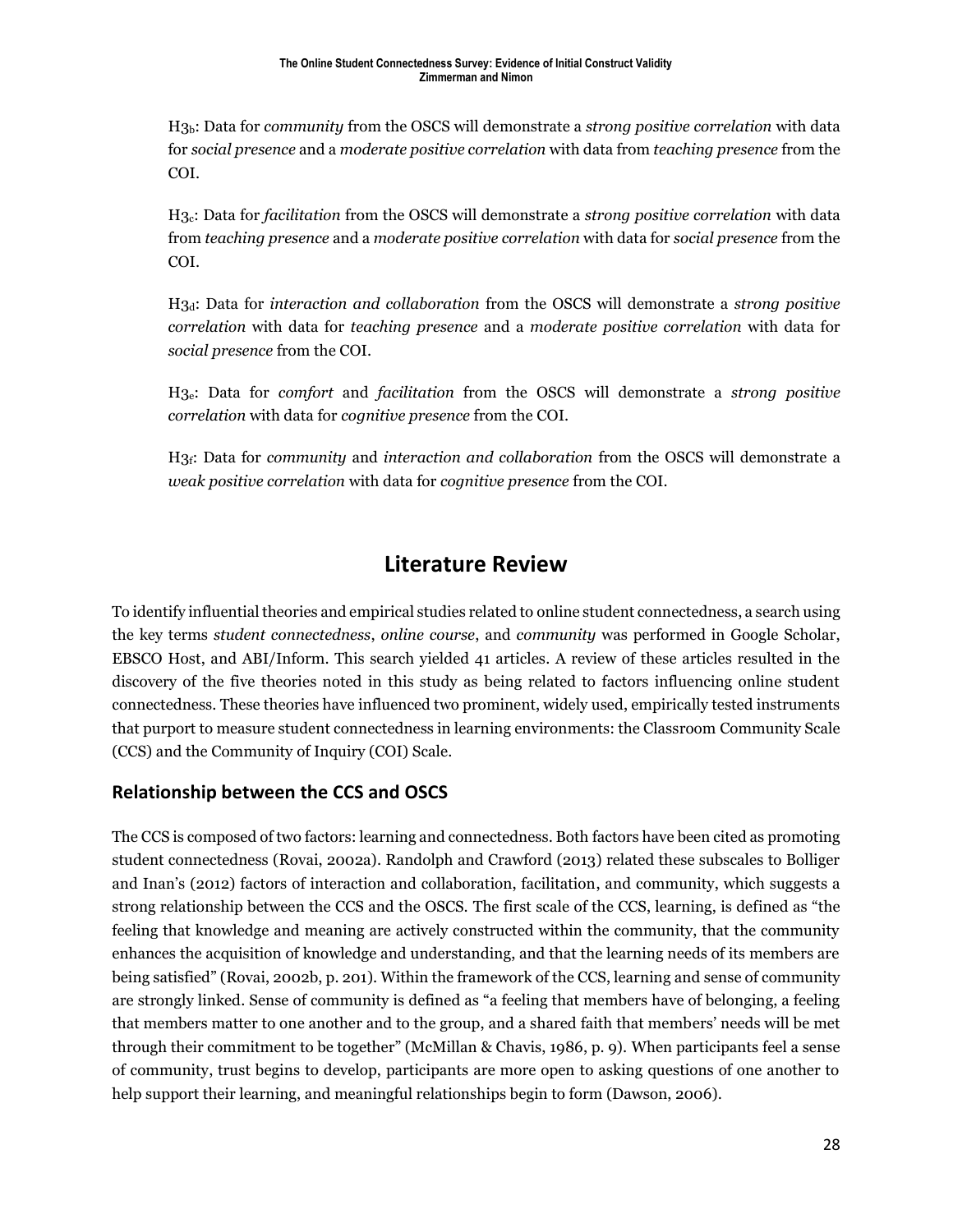$H3_b$: Data for *community* from the OSCS will demonstrate a *strong positive correlation* with data for *social presence* and a *moderate positive correlation* with data from *teaching presence* from the COI.

$H3_c$: Data for *facilitation* from the OSCS will demonstrate a *strong positive correlation* with data from *teaching presence* and a *moderate positive correlation* with data for *social presence* from the COI.

$H3_d$: Data for *interaction and collaboration* from the OSCS will demonstrate a *strong positive correlation* with data for *teaching presence* and a *moderate positive correlation* with data for *social presence* from the COI.

$H3_e$: Data for *comfort* and *facilitation* from the OSCS will demonstrate a *strong positive correlation* with data for *cognitive presence* from the COI.

$H3_f$: Data for *community* and *interaction and collaboration* from the OSCS will demonstrate a *weak positive correlation* with data for *cognitive presence* from the COI.

# Literature Review

To identify influential theories and empirical studies related to online student connectedness, a search using the key terms *student connectedness*, *online course*, and *community* was performed in Google Scholar, EBSCO Host, and ABI/Inform. This search yielded 41 articles. A review of these articles resulted in the discovery of the five theories noted in this study as being related to factors influencing online student connectedness. These theories have influenced two prominent, widely used, empirically tested instruments that purport to measure student connectedness in learning environments: the Classroom Community Scale (CCS) and the Community of Inquiry (COI) Scale.

## Relationship between the CCS and OSCS

The CCS is composed of two factors: learning and connectedness. Both factors have been cited as promoting student connectedness (Rovai, 2002a). Randolph and Crawford (2013) related these subscales to Bolliger and Inan's (2012) factors of interaction and collaboration, facilitation, and community, which suggests a strong relationship between the CCS and the OSCS. The first scale of the CCS, learning, is defined as "the feeling that knowledge and meaning are actively constructed within the community, that the community enhances the acquisition of knowledge and understanding, and that the learning needs of its members are being satisfied" (Rovai, 2002b, p. 201). Within the framework of the CCS, learning and sense of community are strongly linked. Sense of community is defined as "a feeling that members have of belonging, a feeling that members matter to one another and to the group, and a shared faith that members' needs will be met through their commitment to be together" (McMillan & Chavis, 1986, p. 9). When participants feel a sense of community, trust begins to develop, participants are more open to asking questions of one another to help support their learning, and meaningful relationships begin to form (Dawson, 2006).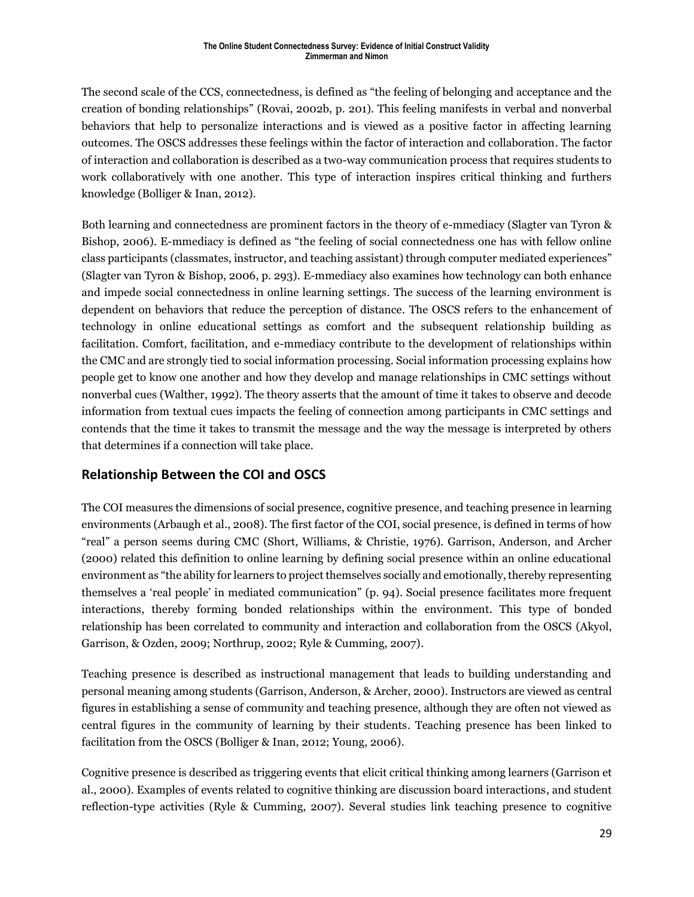The second scale of the CCS, connectedness, is defined as "the feeling of belonging and acceptance and the creation of bonding relationships" (Rovai, 2002b, p. 201). This feeling manifests in verbal and nonverbal behaviors that help to personalize interactions and is viewed as a positive factor in affecting learning outcomes. The OSCS addresses these feelings within the factor of interaction and collaboration. The factor of interaction and collaboration is described as a two-way communication process that requires students to work collaboratively with one another. This type of interaction inspires critical thinking and furthers knowledge (Bolliger & Inan, 2012).

Both learning and connectedness are prominent factors in the theory of e-mmediacy (Slagter van Tyron & Bishop, 2006). E-mmediacy is defined as "the feeling of social connectedness one has with fellow online class participants (classmates, instructor, and teaching assistant) through computer mediated experiences" (Slagter van Tyron & Bishop, 2006, p. 293). E-mmediacy also examines how technology can both enhance and impede social connectedness in online learning settings. The success of the learning environment is dependent on behaviors that reduce the perception of distance. The OSCS refers to the enhancement of technology in online educational settings as comfort and the subsequent relationship building as facilitation. Comfort, facilitation, and e-mmediacy contribute to the development of relationships within the CMC and are strongly tied to social information processing. Social information processing explains how people get to know one another and how they develop and manage relationships in CMC settings without nonverbal cues (Walther, 1992). The theory asserts that the amount of time it takes to observe and decode information from textual cues impacts the feeling of connection among participants in CMC settings and contends that the time it takes to transmit the message and the way the message is interpreted by others that determines if a connection will take place.

## Relationship Between the COI and OSCS

The COI measures the dimensions of social presence, cognitive presence, and teaching presence in learning environments (Arbaugh et al., 2008). The first factor of the COI, social presence, is defined in terms of how "real" a person seems during CMC (Short, Williams, & Christie, 1976). Garrison, Anderson, and Archer (2000) related this definition to online learning by defining social presence within an online educational environment as "the ability for learners to project themselves socially and emotionally, thereby representing themselves a 'real people' in mediated communication" (p. 94). Social presence facilitates more frequent interactions, thereby forming bonded relationships within the environment. This type of bonded relationship has been correlated to community and interaction and collaboration from the OSCS (Akyol, Garrison, & Ozden, 2009; Northrup, 2002; Ryle & Cumming, 2007).

Teaching presence is described as instructional management that leads to building understanding and personal meaning among students (Garrison, Anderson, & Archer, 2000). Instructors are viewed as central figures in establishing a sense of community and teaching presence, although they are often not viewed as central figures in the community of learning by their students. Teaching presence has been linked to facilitation from the OSCS (Bolliger & Inan, 2012; Young, 2006).

Cognitive presence is described as triggering events that elicit critical thinking among learners (Garrison et al., 2000). Examples of events related to cognitive thinking are discussion board interactions, and student reflection-type activities (Ryle & Cumming, 2007). Several studies link teaching presence to cognitive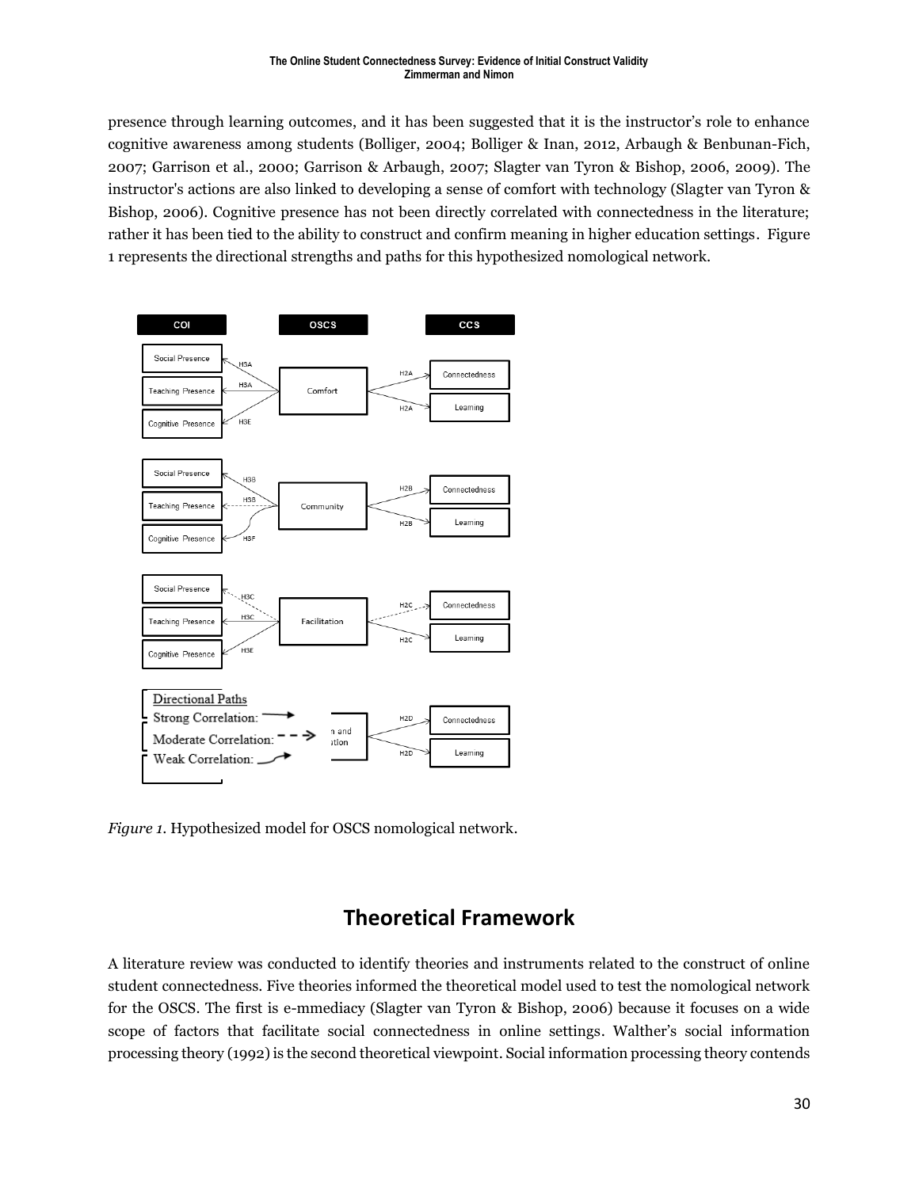presence through learning outcomes, and it has been suggested that it is the instructor's role to enhance cognitive awareness among students (Bolliger, 2004; Bolliger & Inan, 2012, Arbaugh & Benbunan-Fich, 2007; Garrison et al., 2000; Garrison & Arbaugh, 2007; Slagter van Tyron & Bishop, 2006, 2009). The instructor's actions are also linked to developing a sense of comfort with technology (Slagter van Tyron & Bishop, 2006). Cognitive presence has not been directly correlated with connectedness in the literature; rather it has been tied to the ability to construct and confirm meaning in higher education settings. Figure 1 represents the directional strengths and paths for this hypothesized nomological network.

*Figure 1.* Hypothesized model for OSCS nomological network.

## Theoretical Framework

A literature review was conducted to identify theories and instruments related to the construct of online student connectedness. Five theories informed the theoretical model used to test the nomological network for the OSCS. The first is e-mmediacy (Slagter van Tyron & Bishop, 2006) because it focuses on a wide scope of factors that facilitate social connectedness in online settings. Walther's social information processing theory (1992) is the second theoretical viewpoint. Social information processing theory contends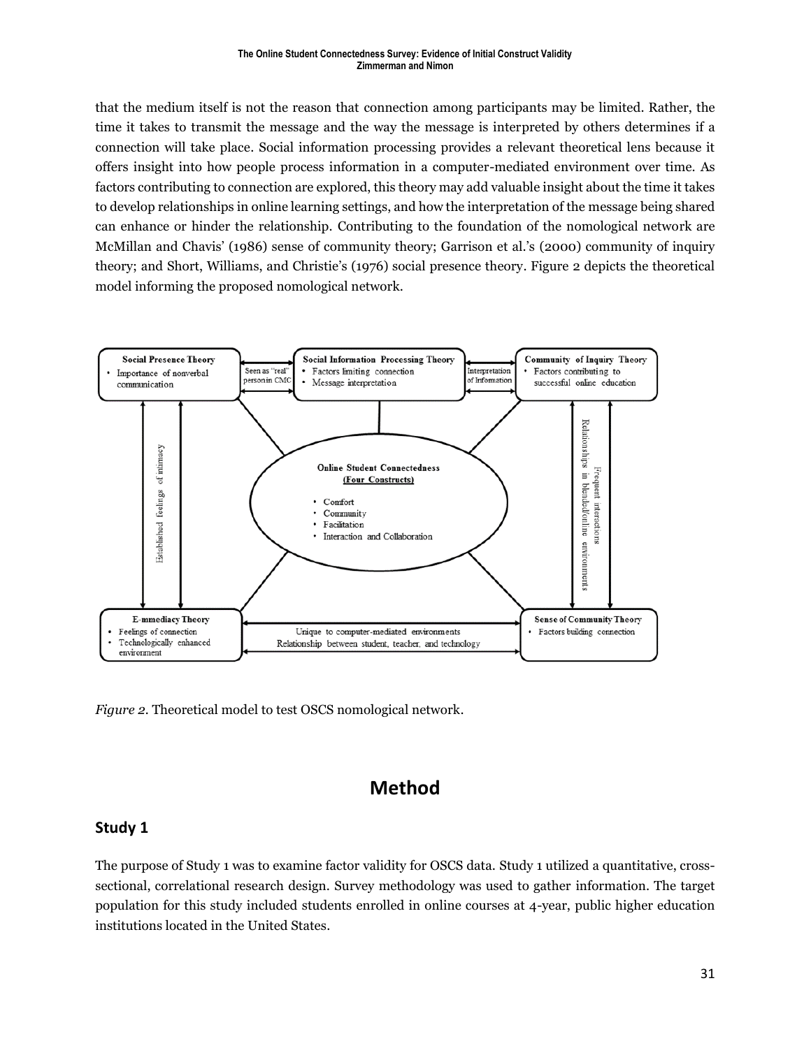that the medium itself is not the reason that connection among participants may be limited. Rather, the time it takes to transmit the message and the way the message is interpreted by others determines if a connection will take place. Social information processing provides a relevant theoretical lens because it offers insight into how people process information in a computer-mediated environment over time. As factors contributing to connection are explored, this theory may add valuable insight about the time it takes to develop relationships in online learning settings, and how the interpretation of the message being shared can enhance or hinder the relationship. Contributing to the foundation of the nomological network are McMillan and Chavis' (1986) sense of community theory; Garrison et al.'s (2000) community of inquiry theory; and Short, Williams, and Christie's (1976) social presence theory. Figure 2 depicts the theoretical model informing the proposed nomological network.

*Figure 2.* Theoretical model to test OSCS nomological network.

# Method

## Study 1

The purpose of Study 1 was to examine factor validity for OSCS data. Study 1 utilized a quantitative, cross-sectional, correlational research design. Survey methodology was used to gather information. The target population for this study included students enrolled in online courses at 4-year, public higher education institutions located in the United States.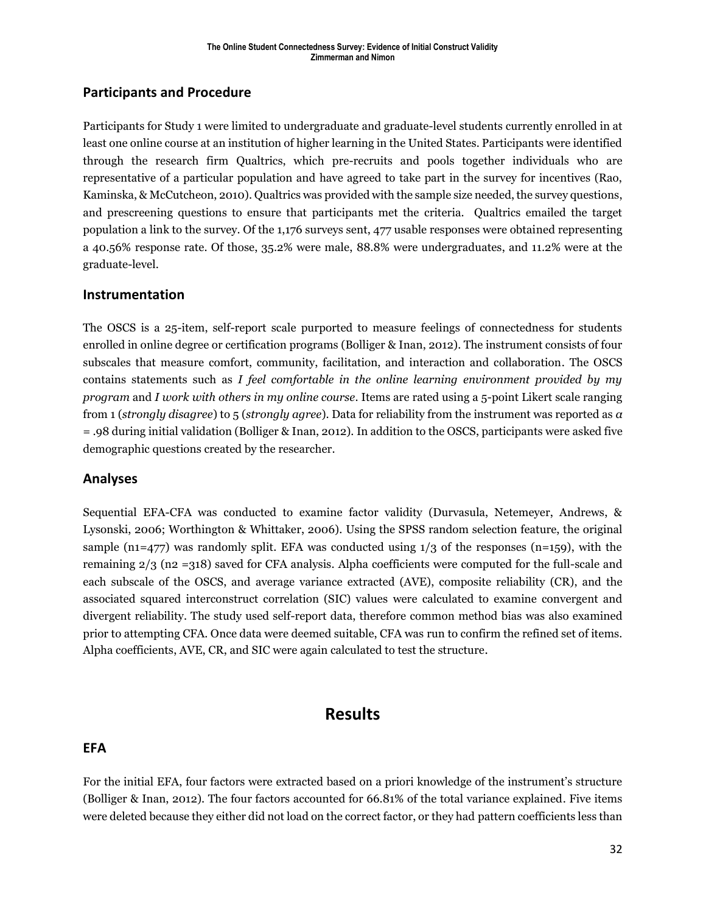## Participants and Procedure

Participants for Study 1 were limited to undergraduate and graduate-level students currently enrolled in at least one online course at an institution of higher learning in the United States. Participants were identified through the research firm Qualtrics, which pre-recruits and pools together individuals who are representative of a particular population and have agreed to take part in the survey for incentives (Rao, Kaminska, & McCutcheon, 2010). Qualtrics was provided with the sample size needed, the survey questions, and prescreening questions to ensure that participants met the criteria. Qualtrics emailed the target population a link to the survey. Of the 1,176 surveys sent, 477 usable responses were obtained representing a 40.56% response rate. Of those, 35.2% were male, 88.8% were undergraduates, and 11.2% were at the graduate-level.

## Instrumentation

The OSCS is a 25-item, self-report scale purported to measure feelings of connectedness for students enrolled in online degree or certification programs (Bolliger & Inan, 2012). The instrument consists of four subscales that measure comfort, community, facilitation, and interaction and collaboration. The OSCS contains statements such as *I feel comfortable in the online learning environment provided by my program* and *I work with others in my online course*. Items are rated using a 5-point Likert scale ranging from 1 (*strongly disagree*) to 5 (*strongly agree*). Data for reliability from the instrument was reported as $\alpha = .98$ during initial validation (Bolliger & Inan, 2012). In addition to the OSCS, participants were asked five demographic questions created by the researcher.

## Analyses

Sequential EFA-CFA was conducted to examine factor validity (Durvasula, Netemeyer, Andrews, & Lysonski, 2006; Worthington & Whittaker, 2006). Using the SPSS random selection feature, the original sample ($n1=477$) was randomly split. EFA was conducted using 1/3 of the responses ($n=159$), with the remaining 2/3 ($n2 =318$) saved for CFA analysis. Alpha coefficients were computed for the full-scale and each subscale of the OSCS, and average variance extracted (AVE), composite reliability (CR), and the associated squared interconstruct correlation (SIC) values were calculated to examine convergent and divergent reliability. The study used self-report data, therefore common method bias was also examined prior to attempting CFA. Once data were deemed suitable, CFA was run to confirm the refined set of items. Alpha coefficients, AVE, CR, and SIC were again calculated to test the structure.

# Results

## EFA

For the initial EFA, four factors were extracted based on a priori knowledge of the instrument's structure (Bolliger & Inan, 2012). The four factors accounted for 66.81% of the total variance explained. Five items were deleted because they either did not load on the correct factor, or they had pattern coefficients less than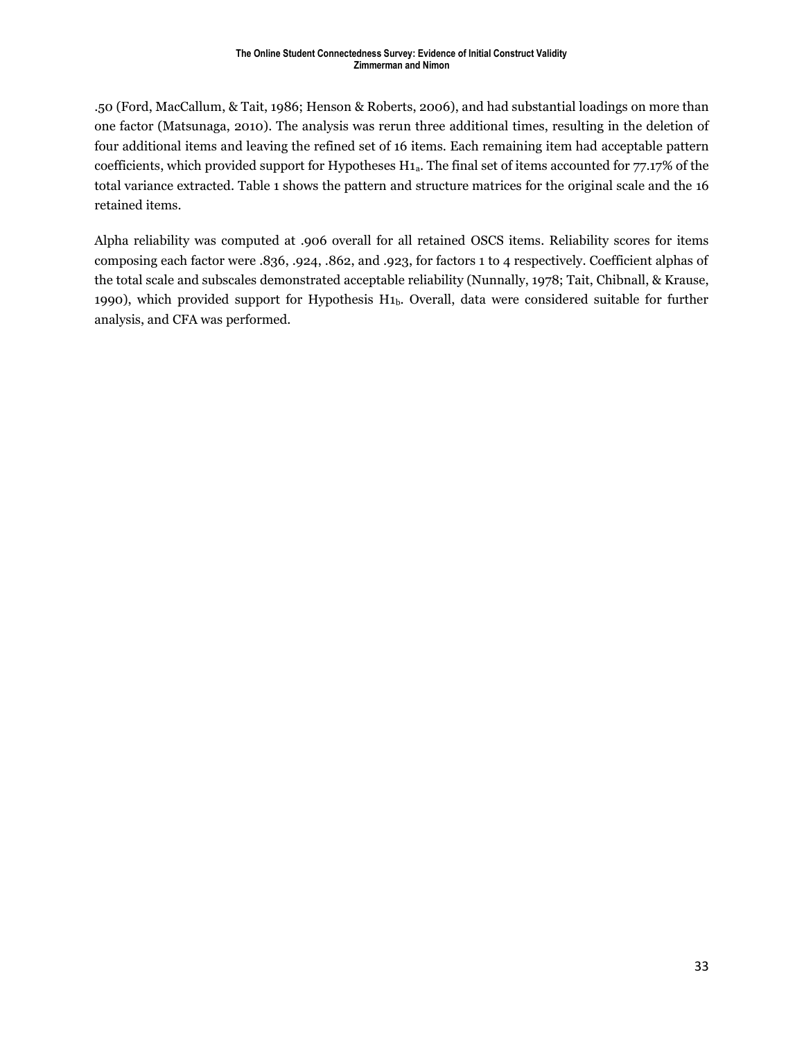.50 (Ford, MacCallum, & Tait, 1986; Henson & Roberts, 2006), and had substantial loadings on more than one factor (Matsunaga, 2010). The analysis was rerun three additional times, resulting in the deletion of four additional items and leaving the refined set of 16 items. Each remaining item had acceptable pattern coefficients, which provided support for Hypotheses $H1_a$. The final set of items accounted for 77.17% of the total variance extracted. Table 1 shows the pattern and structure matrices for the original scale and the 16 retained items.

Alpha reliability was computed at .906 overall for all retained OSCS items. Reliability scores for items composing each factor were .836, .924, .862, and .923, for factors 1 to 4 respectively. Coefficient alphas of the total scale and subscales demonstrated acceptable reliability (Nunnally, 1978; Tait, Chibnall, & Krause, 1990), which provided support for Hypothesis $H1_b$. Overall, data were considered suitable for further analysis, and CFA was performed.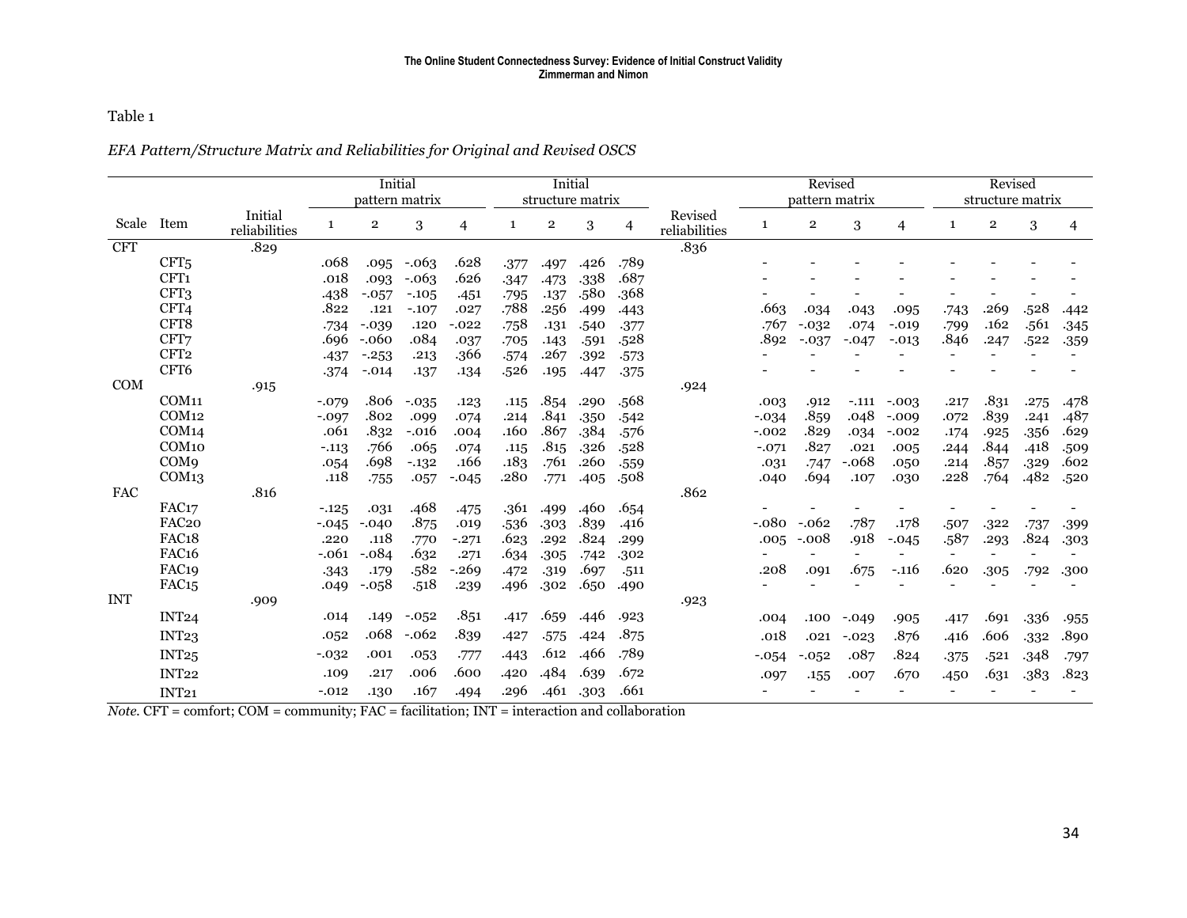Table 1

*EFA Pattern/Structure Matrix and Reliabilities for Original and Revised OSCS*

| | | | Initial pattern matrix | | | | Initial structure matrix | | | | | Revised pattern matrix | | | | Revised structure matrix | | | |
|---|---|---|---|---|---|---|---|---|---|---|---|---|---|---|---|---|---|---|---|
| Scale | Item | Initial reliabilities | 1 | 2 | 3 | 4 | 1 | 2 | 3 | 4 | Revised reliabilities | 1 | 2 | 3 | 4 | 1 | 2 | 3 | 4 |
| CFT | | .829 | | | | | | | | | .836 | | | | | | | | |
| | CFT5 | | .068 | .095 | -.063 | .628 | .377 | .497 | .426 | .789 | | - | - | - | - | - | - | - | - |
| | CFT1 | | .018 | .093 | -.063 | .626 | .347 | .473 | .338 | .687 | | - | - | - | - | - | - | - | - |
| | CFT3 | | .438 | -.057 | -.105 | .451 | .795 | .137 | .580 | .368 | | - | - | - | - | - | - | - | - |
| | CFT4 | | .822 | .121 | -.107 | .027 | .788 | .256 | .499 | .443 | | .663 | .034 | .043 | .095 | .743 | .269 | .528 | .442 |
| | CFT8 | | .734 | -.039 | .120 | -.022 | .758 | .131 | .540 | .377 | | .767 | -.032 | .074 | -.019 | .799 | .162 | .561 | .345 |
| | CFT7 | | .696 | -.060 | .084 | .037 | .705 | .143 | .591 | .528 | | .892 | -.037 | -.047 | -.013 | .846 | .247 | .522 | .359 |
| | CFT2 | | .437 | -.253 | .213 | .366 | .574 | .267 | .392 | .573 | | - | - | - | - | - | - | - | - |
| | CFT6 | | .374 | -.014 | .137 | .134 | .526 | .195 | .447 | .375 | | - | - | - | - | - | - | - | - |
| COM | | .915 | | | | | | | | | .924 | | | | | | | | |
| | COM11 | | -.079 | .806 | -.035 | .123 | .115 | .854 | .290 | .568 | | .003 | .912 | -.111 | -.003 | .217 | .831 | .275 | .478 |
| | COM12 | | -.097 | .802 | .099 | .074 | .214 | .841 | .350 | .542 | | -.034 | .859 | .048 | -.009 | .072 | .839 | .241 | .487 |
| | COM14 | | .061 | .832 | -.016 | .004 | .160 | .867 | .384 | .576 | | -.002 | .829 | .034 | -.002 | .174 | .925 | .356 | .629 |
| | COM10 | | -.113 | .766 | .065 | .074 | .115 | .815 | .326 | .528 | | -.071 | .827 | .021 | .005 | .244 | .844 | .418 | .509 |
| | COM9 | | .054 | .698 | -.132 | .166 | .183 | .761 | .260 | .559 | | .031 | .747 | -.068 | .050 | .214 | .857 | .329 | .602 |
| | COM13 | | .118 | .755 | .057 | -.045 | .280 | .771 | .405 | .508 | | .040 | .694 | .107 | .030 | .228 | .764 | .482 | .520 |
| FAC | | .816 | | | | | | | | | .862 | | | | | | | | |
| | FAC17 | | -.125 | .031 | .468 | .475 | .361 | .499 | .460 | .654 | | - | - | - | - | - | - | - | - |
| | FAC20 | | -.045 | -.040 | .875 | .019 | .536 | .303 | .839 | .416 | | -.080 | -.062 | .787 | .178 | .507 | .322 | .737 | .399 |
| | FAC18 | | .220 | .118 | .770 | -.271 | .623 | .292 | .824 | .299 | | .005 | -.008 | .918 | -.045 | .587 | .293 | .824 | .303 |
| | FAC16 | | -.061 | -.084 | .632 | .271 | .634 | .305 | .742 | .302 | | - | - | - | - | - | - | - | - |
| | FAC19 | | .343 | .179 | .582 | -.269 | .472 | .319 | .697 | .511 | | .208 | .091 | .675 | -.116 | .620 | .305 | .792 | .300 |
| | FAC15 | | .049 | -.058 | .518 | .239 | .496 | .302 | .650 | .490 | | - | - | - | - | - | - | - | - |
| INT | | .909 | | | | | | | | | .923 | | | | | | | | |
| | INT24 | | .014 | .149 | -.052 | .851 | .417 | .659 | .446 | .923 | | .004 | .100 | -.049 | .905 | .417 | .691 | .336 | .955 |
| | INT23 | | .052 | .068 | -.062 | .839 | .427 | .575 | .424 | .875 | | .018 | .021 | -.023 | .876 | .416 | .606 | .332 | .890 |
| | INT25 | | -.032 | .001 | .053 | .777 | .443 | .612 | .466 | .789 | | -.054 | -.052 | .087 | .824 | .375 | .521 | .348 | .797 |
| | INT22 | | .109 | .217 | .006 | .600 | .420 | .484 | .639 | .672 | | .097 | .155 | .007 | .670 | .450 | .631 | .383 | .823 |
| | INT21 | | -.012 | .130 | .167 | .494 | .296 | .461 | .303 | .661 | | - | - | - | - | - | - | - | - |

*Note.* CFT = comfort; COM = community; FAC = facilitation; INT = interaction and collaboration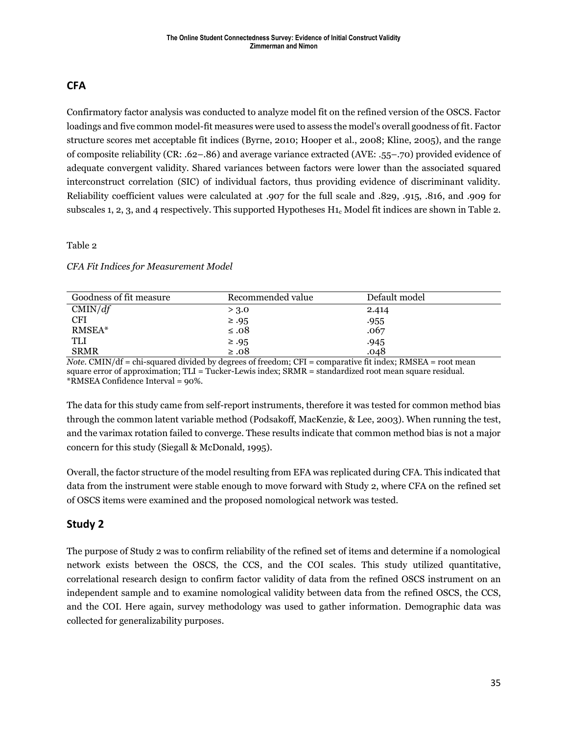## CFA

Confirmatory factor analysis was conducted to analyze model fit on the refined version of the OSCS. Factor loadings and five common model-fit measures were used to assess the model's overall goodness of fit. Factor structure scores met acceptable fit indices (Byrne, 2010; Hooper et al., 2008; Kline, 2005), and the range of composite reliability (CR: .62–.86) and average variance extracted (AVE: .55–.70) provided evidence of adequate convergent validity. Shared variances between factors were lower than the associated squared interconstruct correlation (SIC) of individual factors, thus providing evidence of discriminant validity. Reliability coefficient values were calculated at .907 for the full scale and .829, .915, .816, and .909 for subscales 1, 2, 3, and 4 respectively. This supported Hypotheses $H1_c$ Model fit indices are shown in Table 2.

Table 2

*CFA Fit Indices for Measurement Model*

| Goodness of fit measure | Recommended value | Default model |
|---|---|---|
| CMIN/*df* | > 3.0 | 2.414 |
| CFI | ≥ .95 | .955 |
| RMSEA* | ≤ .08 | .067 |
| TLI | ≥ .95 | .945 |
| SRMR | ≥ .08 | .048 |

*Note*. CMIN/df = chi-squared divided by degrees of freedom; CFI = comparative fit index; RMSEA = root mean square error of approximation; TLI = Tucker-Lewis index; SRMR = standardized root mean square residual.
*RMSEA Confidence Interval = 90%.

The data for this study came from self-report instruments, therefore it was tested for common method bias through the common latent variable method (Podsakoff, MacKenzie, & Lee, 2003). When running the test, and the varimax rotation failed to converge. These results indicate that common method bias is not a major concern for this study (Siegall & McDonald, 1995).

Overall, the factor structure of the model resulting from EFA was replicated during CFA. This indicated that data from the instrument were stable enough to move forward with Study 2, where CFA on the refined set of OSCS items were examined and the proposed nomological network was tested.

## Study 2

The purpose of Study 2 was to confirm reliability of the refined set of items and determine if a nomological network exists between the OSCS, the CCS, and the COI scales. This study utilized quantitative, correlational research design to confirm factor validity of data from the refined OSCS instrument on an independent sample and to examine nomological validity between data from the refined OSCS, the CCS, and the COI. Here again, survey methodology was used to gather information. Demographic data was collected for generalizability purposes.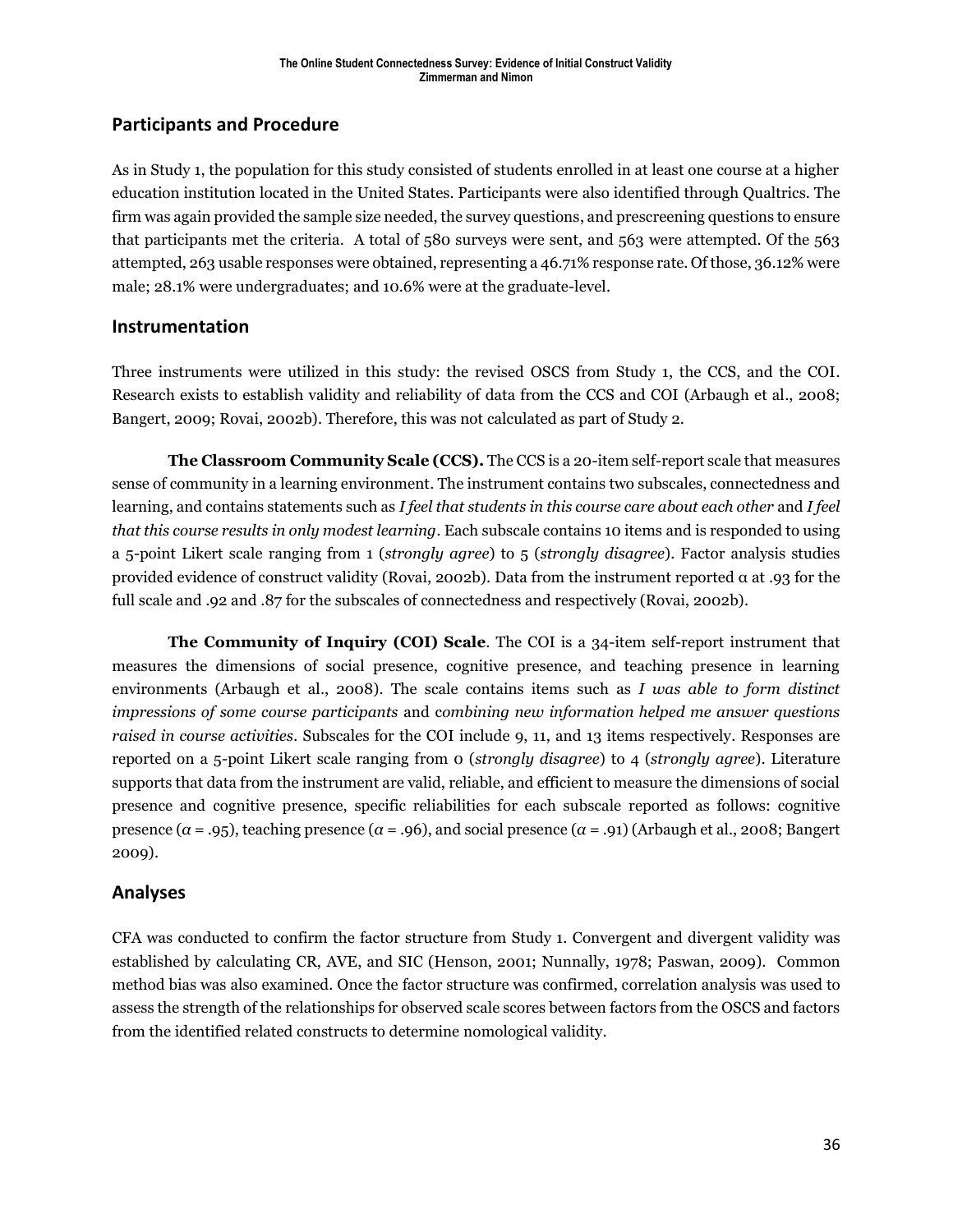## Participants and Procedure

As in Study 1, the population for this study consisted of students enrolled in at least one course at a higher education institution located in the United States. Participants were also identified through Qualtrics. The firm was again provided the sample size needed, the survey questions, and prescreening questions to ensure that participants met the criteria. A total of 580 surveys were sent, and 563 were attempted. Of the 563 attempted, 263 usable responses were obtained, representing a 46.71% response rate. Of those, 36.12% were male; 28.1% were undergraduates; and 10.6% were at the graduate-level.

## Instrumentation

Three instruments were utilized in this study: the revised OSCS from Study 1, the CCS, and the COI. Research exists to establish validity and reliability of data from the CCS and COI (Arbaugh et al., 2008; Bangert, 2009; Rovai, 2002b). Therefore, this was not calculated as part of Study 2.

**The Classroom Community Scale (CCS).** The CCS is a 20-item self-report scale that measures sense of community in a learning environment. The instrument contains two subscales, connectedness and learning, and contains statements such as *I feel that students in this course care about each other* and *I feel that this course results in only modest learning*. Each subscale contains 10 items and is responded to using a 5-point Likert scale ranging from 1 (*strongly agree*) to 5 (*strongly disagree*). Factor analysis studies provided evidence of construct validity (Rovai, 2002b). Data from the instrument reported α at .93 for the full scale and .92 and .87 for the subscales of connectedness and respectively (Rovai, 2002b).

**The Community of Inquiry (COI) Scale**. The COI is a 34-item self-report instrument that measures the dimensions of social presence, cognitive presence, and teaching presence in learning environments (Arbaugh et al., 2008). The scale contains items such as *I was able to form distinct impressions of some course participants* and c*ombining new information helped me answer questions raised in course activities*. Subscales for the COI include 9, 11, and 13 items respectively. Responses are reported on a 5-point Likert scale ranging from 0 (*strongly disagree*) to 4 (*strongly agree*). Literature supports that data from the instrument are valid, reliable, and efficient to measure the dimensions of social presence and cognitive presence, specific reliabilities for each subscale reported as follows: cognitive presence ($\alpha$ = .95), teaching presence ($\alpha$ = .96), and social presence ($\alpha$ = .91) (Arbaugh et al., 2008; Bangert 2009).

## Analyses

CFA was conducted to confirm the factor structure from Study 1. Convergent and divergent validity was established by calculating CR, AVE, and SIC (Henson, 2001; Nunnally, 1978; Paswan, 2009). Common method bias was also examined. Once the factor structure was confirmed, correlation analysis was used to assess the strength of the relationships for observed scale scores between factors from the OSCS and factors from the identified related constructs to determine nomological validity.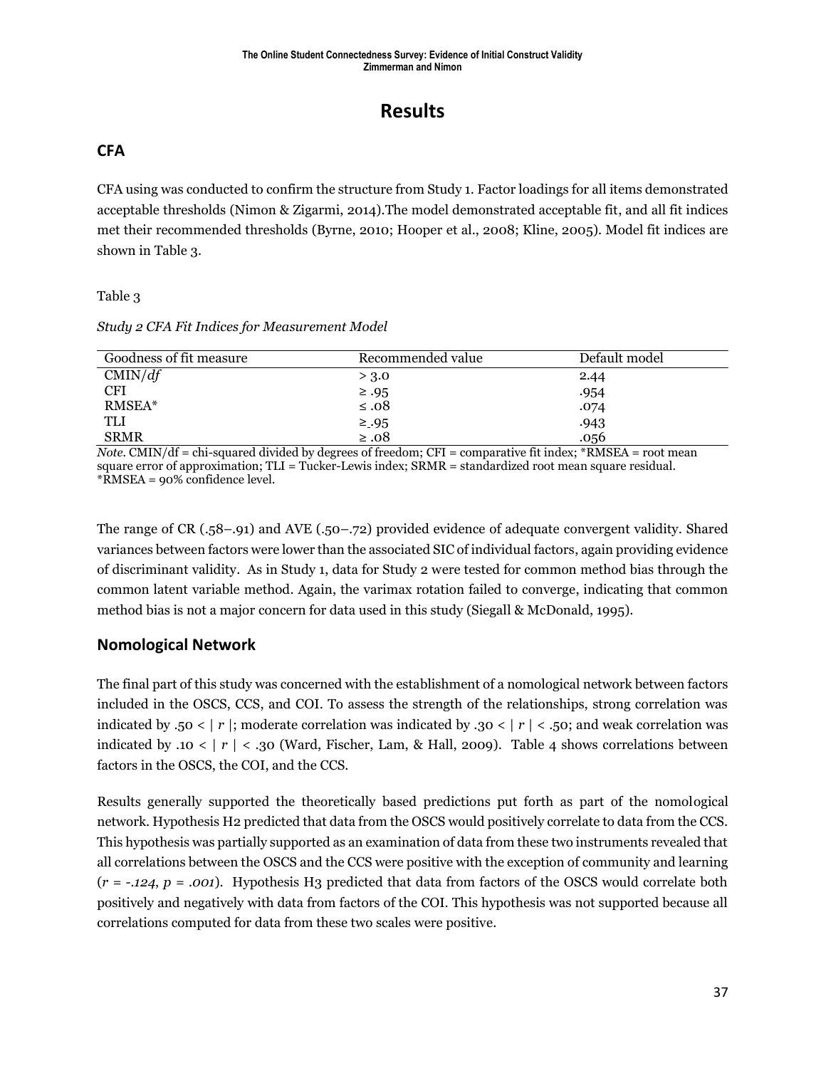# Results

## CFA

CFA using was conducted to confirm the structure from Study 1. Factor loadings for all items demonstrated acceptable thresholds (Nimon & Zigarmi, 2014).The model demonstrated acceptable fit, and all fit indices met their recommended thresholds (Byrne, 2010; Hooper et al., 2008; Kline, 2005). Model fit indices are shown in Table 3.

Table 3

*Study 2 CFA Fit Indices for Measurement Model*

| Goodness of fit measure | Recommended value | Default model |
| --- | --- | --- |
| CMIN/*df* | > 3.0 | 2.44 |
| CFI | ≥ .95 | .954 |
| RMSEA* | ≤ .08 | .074 |
| TLI | ≥ .95 | .943 |
| SRMR | ≥ .08 | .056 |

*Note*. CMIN/df = chi-squared divided by degrees of freedom; CFI = comparative fit index; *RMSEA = root mean square error of approximation; TLI = Tucker-Lewis index; SRMR = standardized root mean square residual. *RMSEA = 90% confidence level.

The range of CR (.58–.91) and AVE (.50–.72) provided evidence of adequate convergent validity. Shared variances between factors were lower than the associated SIC of individual factors, again providing evidence of discriminant validity. As in Study 1, data for Study 2 were tested for common method bias through the common latent variable method. Again, the varimax rotation failed to converge, indicating that common method bias is not a major concern for data used in this study (Siegall & McDonald, 1995).

## Nomological Network

The final part of this study was concerned with the establishment of a nomological network between factors included in the OSCS, CCS, and COI. To assess the strength of the relationships, strong correlation was indicated by $.50 < |r|$; moderate correlation was indicated by $.30 < |r| < .50$; and weak correlation was indicated by $.10 < |r| < .30$ (Ward, Fischer, Lam, & Hall, 2009). Table 4 shows correlations between factors in the OSCS, the COI, and the CCS.

Results generally supported the theoretically based predictions put forth as part of the nomological network. Hypothesis H2 predicted that data from the OSCS would positively correlate to data from the CCS. This hypothesis was partially supported as an examination of data from these two instruments revealed that all correlations between the OSCS and the CCS were positive with the exception of community and learning ($r = -.124$, $p = .001$). Hypothesis H3 predicted that data from factors of the OSCS would correlate both positively and negatively with data from factors of the COI. This hypothesis was not supported because all correlations computed for data from these two scales were positive.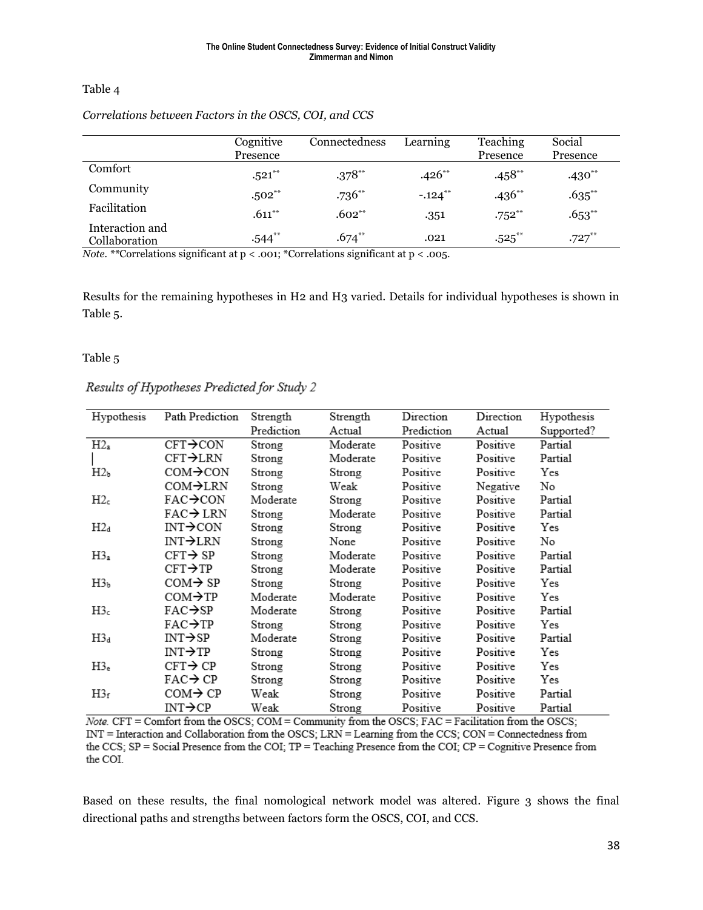Table 4

*Correlations between Factors in the OSCS, COI, and CCS*

| | Cognitive Presence | Connectedness | Learning | Teaching Presence | Social Presence |
|---|---|---|---|---|---|
| Comfort | .521** | .378** | .426** | .458** | .430** |
| Community | .502** | .736** | -.124** | .436** | .635** |
| Facilitation | .611** | .602** | .351 | .752** | .653** |
| Interaction and Collaboration | .544** | .674** | .021 | .525** | .727** |

*Note.* **Correlations significant at p < .001; *Correlations significant at p < .005.

Results for the remaining hypotheses in H2 and H3 varied. Details for individual hypotheses is shown in Table 5.

Table 5

*Results of Hypotheses Predicted for Study 2*

| Hypothesis | Path Prediction | Strength Prediction | Strength Actual | Direction Prediction | Direction Actual | Hypothesis Supported? |
|---|---|---|---|---|---|---|
| $H2_a$ | CFT→CON | Strong | Moderate | Positive | Positive | Partial |
| | CFT→LRN | Strong | Moderate | Positive | Positive | Partial |
| $H2_b$ | COM→CON | Strong | Strong | Positive | Positive | Yes |
| | COM→LRN | Strong | Weak | Positive | Negative | No |
| $H2_c$ | FAC→CON | Moderate | Strong | Positive | Positive | Partial |
| | FAC→ LRN | Strong | Moderate | Positive | Positive | Partial |
| $H2_d$ | INT→CON | Strong | Strong | Positive | Positive | Yes |
| | INT→LRN | Strong | None | Positive | Positive | No |
| $H3_a$ | CFT→ SP | Strong | Moderate | Positive | Positive | Partial |
| | CFT→TP | Strong | Moderate | Positive | Positive | Partial |
| $H3_b$ | COM→ SP | Strong | Strong | Positive | Positive | Yes |
| | COM→TP | Moderate | Moderate | Positive | Positive | Yes |
| $H3_c$ | FAC→SP | Moderate | Strong | Positive | Positive | Partial |
| | FAC→TP | Strong | Strong | Positive | Positive | Yes |
| $H3_d$ | INT→SP | Moderate | Strong | Positive | Positive | Partial |
| | INT→TP | Strong | Strong | Positive | Positive | Yes |
| $H3_e$ | CFT→ CP | Strong | Strong | Positive | Positive | Yes |
| | FAC→ CP | Strong | Strong | Positive | Positive | Yes |
| $H3_f$ | COM→ CP | Weak | Strong | Positive | Positive | Partial |
| | INT→CP | Weak | Strong | Positive | Positive | Partial |

*Note.* CFT = Comfort from the OSCS; COM = Community from the OSCS; FAC = Facilitation from the OSCS; INT = Interaction and Collaboration from the OSCS; LRN = Learning from the CCS; CON = Connectedness from the CCS; SP = Social Presence from the COI; TP = Teaching Presence from the COI; CP = Cognitive Presence from the COI.

Based on these results, the final nomological network model was altered. Figure 3 shows the final directional paths and strengths between factors form the OSCS, COI, and CCS.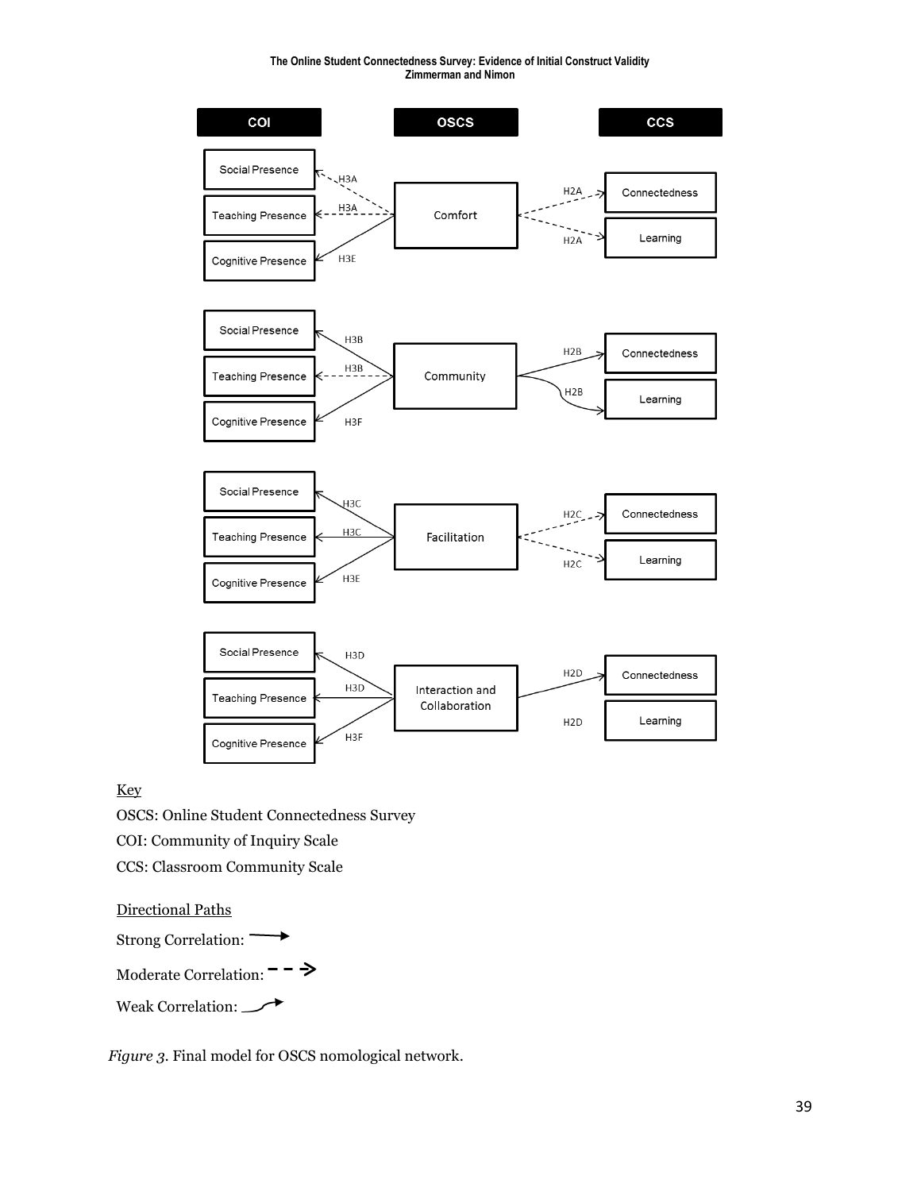Key

OSCS: Online Student Connectedness Survey

COI: Community of Inquiry Scale

CCS: Classroom Community Scale

Directional Paths

Strong Correlation:

Moderate Correlation:

Weak Correlation:

*Figure 3*. Final model for OSCS nomological network.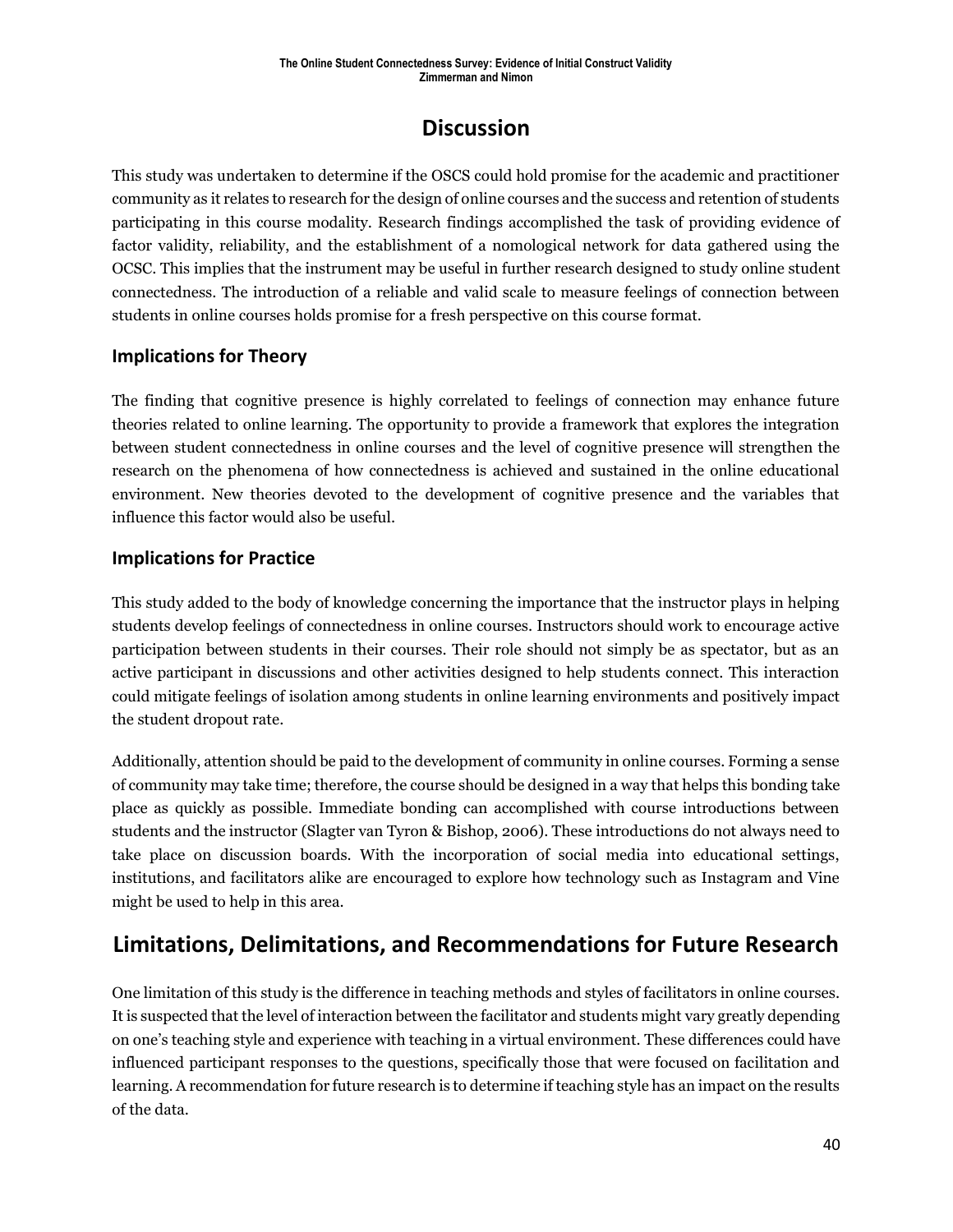# Discussion

This study was undertaken to determine if the OSCS could hold promise for the academic and practitioner community as it relates to research for the design of online courses and the success and retention of students participating in this course modality. Research findings accomplished the task of providing evidence of factor validity, reliability, and the establishment of a nomological network for data gathered using the OCSC. This implies that the instrument may be useful in further research designed to study online student connectedness. The introduction of a reliable and valid scale to measure feelings of connection between students in online courses holds promise for a fresh perspective on this course format.

## Implications for Theory

The finding that cognitive presence is highly correlated to feelings of connection may enhance future theories related to online learning. The opportunity to provide a framework that explores the integration between student connectedness in online courses and the level of cognitive presence will strengthen the research on the phenomena of how connectedness is achieved and sustained in the online educational environment. New theories devoted to the development of cognitive presence and the variables that influence this factor would also be useful.

## Implications for Practice

This study added to the body of knowledge concerning the importance that the instructor plays in helping students develop feelings of connectedness in online courses. Instructors should work to encourage active participation between students in their courses. Their role should not simply be as spectator, but as an active participant in discussions and other activities designed to help students connect. This interaction could mitigate feelings of isolation among students in online learning environments and positively impact the student dropout rate.

Additionally, attention should be paid to the development of community in online courses. Forming a sense of community may take time; therefore, the course should be designed in a way that helps this bonding take place as quickly as possible. Immediate bonding can accomplished with course introductions between students and the instructor (Slagter van Tyron & Bishop, 2006). These introductions do not always need to take place on discussion boards. With the incorporation of social media into educational settings, institutions, and facilitators alike are encouraged to explore how technology such as Instagram and Vine might be used to help in this area.

# Limitations, Delimitations, and Recommendations for Future Research

One limitation of this study is the difference in teaching methods and styles of facilitators in online courses. It is suspected that the level of interaction between the facilitator and students might vary greatly depending on one's teaching style and experience with teaching in a virtual environment. These differences could have influenced participant responses to the questions, specifically those that were focused on facilitation and learning. A recommendation for future research is to determine if teaching style has an impact on the results of the data.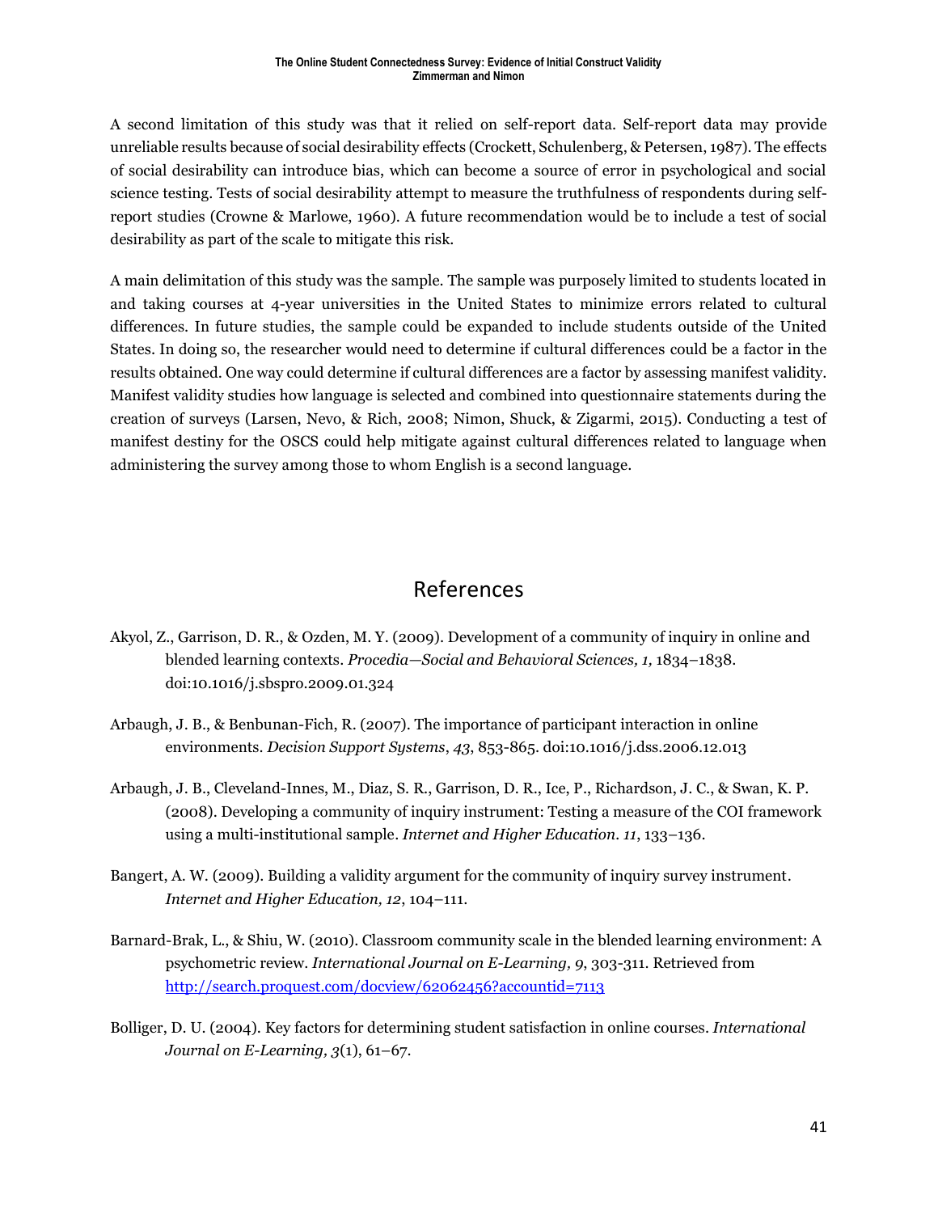A second limitation of this study was that it relied on self-report data. Self-report data may provide unreliable results because of social desirability effects (Crockett, Schulenberg, & Petersen, 1987). The effects of social desirability can introduce bias, which can become a source of error in psychological and social science testing. Tests of social desirability attempt to measure the truthfulness of respondents during self-report studies (Crowne & Marlowe, 1960). A future recommendation would be to include a test of social desirability as part of the scale to mitigate this risk.

A main delimitation of this study was the sample. The sample was purposely limited to students located in and taking courses at 4-year universities in the United States to minimize errors related to cultural differences. In future studies, the sample could be expanded to include students outside of the United States. In doing so, the researcher would need to determine if cultural differences could be a factor in the results obtained. One way could determine if cultural differences are a factor by assessing manifest validity. Manifest validity studies how language is selected and combined into questionnaire statements during the creation of surveys (Larsen, Nevo, & Rich, 2008; Nimon, Shuck, & Zigarmi, 2015). Conducting a test of manifest destiny for the OSCS could help mitigate against cultural differences related to language when administering the survey among those to whom English is a second language.

## References

Akyol, Z., Garrison, D. R., & Ozden, M. Y. (2009). Development of a community of inquiry in online and blended learning contexts. *Procedia—Social and Behavioral Sciences, 1,* 1834–1838. doi:10.1016/j.sbspro.2009.01.324

Arbaugh, J. B., & Benbunan-Fich, R. (2007). The importance of participant interaction in online environments. *Decision Support Systems*, *43*, 853-865. doi:10.1016/j.dss.2006.12.013

Arbaugh, J. B., Cleveland-Innes, M., Diaz, S. R., Garrison, D. R., Ice, P., Richardson, J. C., & Swan, K. P. (2008). Developing a community of inquiry instrument: Testing a measure of the COI framework using a multi-institutional sample. *Internet and Higher Education*. *11*, 133–136.

Bangert, A. W. (2009). Building a validity argument for the community of inquiry survey instrument. *Internet and Higher Education, 12*, 104–111.

Barnard-Brak, L., & Shiu, W. (2010). Classroom community scale in the blended learning environment: A psychometric review. *International Journal on E-Learning, 9*, 303-311. Retrieved from http://search.proquest.com/docview/62062456?accountid=7113

Bolliger, D. U. (2004). Key factors for determining student satisfaction in online courses. *International Journal on E-Learning, 3*(1), 61–67.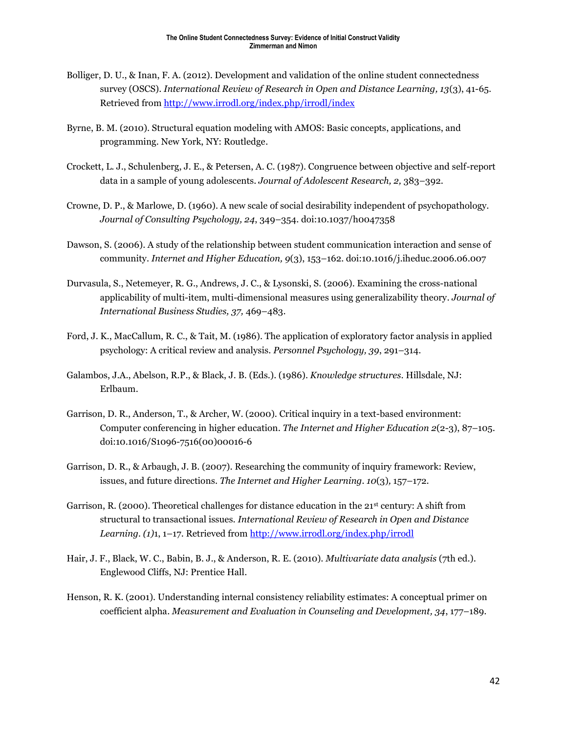Bolliger, D. U., & Inan, F. A. (2012). Development and validation of the online student connectedness survey (OSCS). *International Review of Research in Open and Distance Learning, 13*(3), 41-65. Retrieved from http://www.irrodl.org/index.php/irrodl/index

Byrne, B. M. (2010). Structural equation modeling with AMOS: Basic concepts, applications, and programming. New York, NY: Routledge.

Crockett, L. J., Schulenberg, J. E., & Petersen, A. C. (1987). Congruence between objective and self-report data in a sample of young adolescents. *Journal of Adolescent Research, 2,* 383–392.

Crowne, D. P., & Marlowe, D. (1960). A new scale of social desirability independent of psychopathology. *Journal of Consulting Psychology, 24*, 349–354. doi:10.1037/h0047358

Dawson, S. (2006). A study of the relationship between student communication interaction and sense of community. *Internet and Higher Education, 9*(3), 153–162. doi:10.1016/j.iheduc.2006.06.007

Durvasula, S., Netemeyer, R. G., Andrews, J. C., & Lysonski, S. (2006). Examining the cross-national applicability of multi-item, multi-dimensional measures using generalizability theory. *Journal of International Business Studies, 37,* 469–483.

Ford, J. K., MacCallum, R. C., & Tait, M. (1986). The application of exploratory factor analysis in applied psychology: A critical review and analysis. *Personnel Psychology, 39*, 291–314.

Galambos, J.A., Abelson, R.P., & Black, J. B. (Eds.). (1986). *Knowledge structures*. Hillsdale, NJ: Erlbaum.

Garrison, D. R., Anderson, T., & Archer, W. (2000). Critical inquiry in a text-based environment: Computer conferencing in higher education. *The Internet and Higher Education 2*(2-3), 87–105. doi:10.1016/S1096-7516(00)00016-6

Garrison, D. R., & Arbaugh, J. B. (2007). Researching the community of inquiry framework: Review, issues, and future directions. *The Internet and Higher Learning. 10*(3), 157–172.

Garrison, R. (2000). Theoretical challenges for distance education in the 21st century: A shift from structural to transactional issues. *International Review of Research in Open and Distance Learning. (1)*1, 1–17. Retrieved from http://www.irrodl.org/index.php/irrodl

Hair, J. F., Black, W. C., Babin, B. J., & Anderson, R. E. (2010). *Multivariate data analysis* (7th ed.). Englewood Cliffs, NJ: Prentice Hall.

Henson, R. K. (2001). Understanding internal consistency reliability estimates: A conceptual primer on coefficient alpha. *Measurement and Evaluation in Counseling and Development, 34*, 177–189.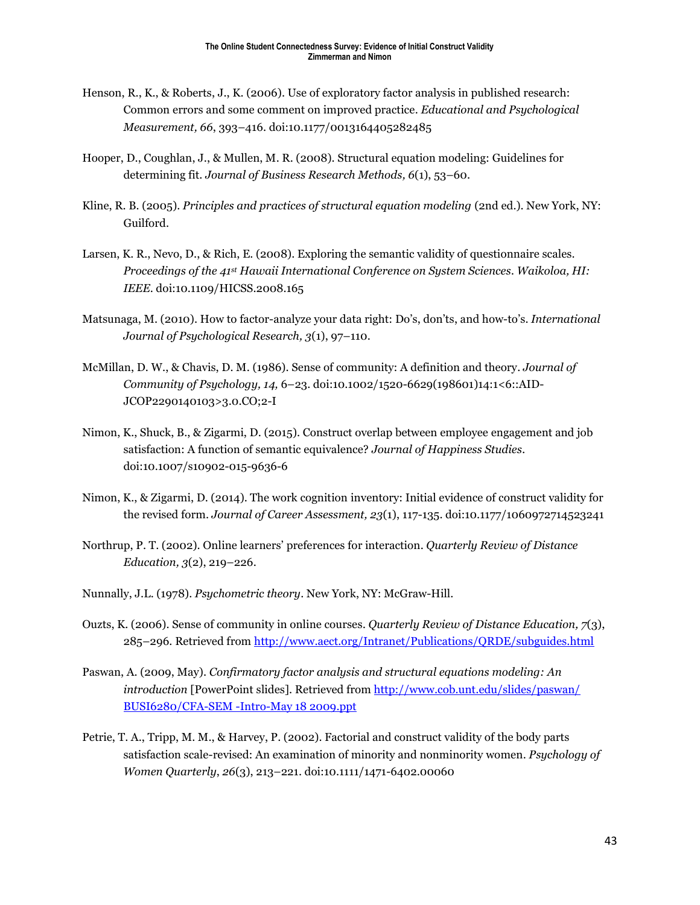Henson, R., K., & Roberts, J., K. (2006). Use of exploratory factor analysis in published research: Common errors and some comment on improved practice. *Educational and Psychological Measurement, 66*, 393–416. doi:10.1177/0013164405282485

Hooper, D., Coughlan, J., & Mullen, M. R. (2008). Structural equation modeling: Guidelines for determining fit. *Journal of Business Research Methods, 6*(1), 53–60.

Kline, R. B. (2005). *Principles and practices of structural equation modeling* (2nd ed.). New York, NY: Guilford.

Larsen, K. R., Nevo, D., & Rich, E. (2008). Exploring the semantic validity of questionnaire scales. *Proceedings of the 41st Hawaii International Conference on System Sciences. Waikoloa, HI: IEEE*. doi:10.1109/HICSS.2008.165

Matsunaga, M. (2010). How to factor-analyze your data right: Do's, don'ts, and how-to's. *International Journal of Psychological Research, 3*(1), 97–110.

McMillan, D. W., & Chavis, D. M. (1986). Sense of community: A definition and theory. *Journal of Community of Psychology, 14,* 6–23. doi:10.1002/1520-6629(198601)14:1<6::AID-JCOP2290140103>3.0.CO;2-I

Nimon, K., Shuck, B., & Zigarmi, D. (2015). Construct overlap between employee engagement and job satisfaction: A function of semantic equivalence? *Journal of Happiness Studies*. doi:10.1007/s10902-015-9636-6

Nimon, K., & Zigarmi, D. (2014). The work cognition inventory: Initial evidence of construct validity for the revised form. *Journal of Career Assessment, 23*(1), 117-135. doi:10.1177/1060972714523241

Northrup, P. T. (2002). Online learners' preferences for interaction. *Quarterly Review of Distance Education, 3*(2), 219–226.

Nunnally, J.L. (1978). *Psychometric theory*. New York, NY: McGraw-Hill.

Ouzts, K. (2006). Sense of community in online courses. *Quarterly Review of Distance Education, 7*(3), 285–296. Retrieved from http://www.aect.org/Intranet/Publications/QRDE/subguides.html

Paswan, A. (2009, May). *Confirmatory factor analysis and structural equations modeling: An introduction* [PowerPoint slides]. Retrieved from http://www.cob.unt.edu/slides/paswan/BUSI6280/CFA-SEM -Intro-May 18 2009.ppt

Petrie, T. A., Tripp, M. M., & Harvey, P. (2002). Factorial and construct validity of the body parts satisfaction scale-revised: An examination of minority and nonminority women. *Psychology of Women Quarterly*, *26*(3), 213–221. doi:10.1111/1471-6402.00060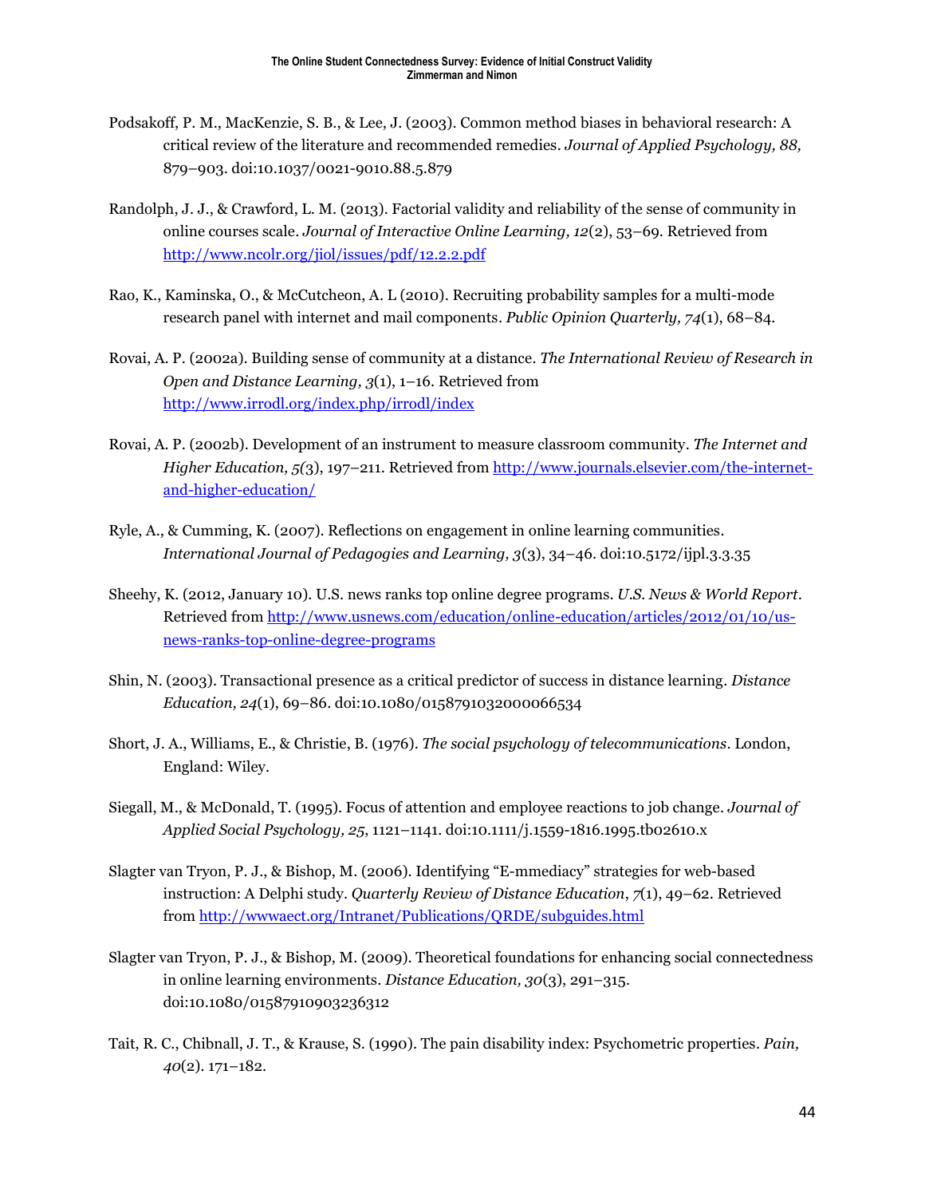Podsakoff, P. M., MacKenzie, S. B., & Lee, J. (2003). Common method biases in behavioral research: A critical review of the literature and recommended remedies. *Journal of Applied Psychology, 88,* 879–903. doi:10.1037/0021-9010.88.5.879

Randolph, J. J., & Crawford, L. M. (2013). Factorial validity and reliability of the sense of community in online courses scale. *Journal of Interactive Online Learning, 12*(2), 53–69. Retrieved from http://www.ncolr.org/jiol/issues/pdf/12.2.2.pdf

Rao, K., Kaminska, O., & McCutcheon, A. L (2010). Recruiting probability samples for a multi-mode research panel with internet and mail components. *Public Opinion Quarterly, 74*(1), 68–84.

Rovai, A. P. (2002a). Building sense of community at a distance. *The International Review of Research in Open and Distance Learning, 3*(1), 1–16. Retrieved from http://www.irrodl.org/index.php/irrodl/index

Rovai, A. P. (2002b). Development of an instrument to measure classroom community. *The Internet and Higher Education, 5*(3), 197–211. Retrieved from http://www.journals.elsevier.com/the-internet-and-higher-education/

Ryle, A., & Cumming, K. (2007). Reflections on engagement in online learning communities. *International Journal of Pedagogies and Learning, 3*(3), 34–46. doi:10.5172/ijpl.3.3.35

Sheehy, K. (2012, January 10). U.S. news ranks top online degree programs. *U.S. News & World Report*. Retrieved from http://www.usnews.com/education/online-education/articles/2012/01/10/us-news-ranks-top-online-degree-programs

Shin, N. (2003). Transactional presence as a critical predictor of success in distance learning. *Distance Education, 24*(1), 69–86. doi:10.1080/0158791032000066534

Short, J. A., Williams, E., & Christie, B. (1976). *The social psychology of telecommunications*. London, England: Wiley.

Siegall, M., & McDonald, T. (1995). Focus of attention and employee reactions to job change. *Journal of Applied Social Psychology, 25*, 1121–1141. doi:10.1111/j.1559-1816.1995.tb02610.x

Slagter van Tryon, P. J., & Bishop, M. (2006). Identifying "E-mmediacy" strategies for web-based instruction: A Delphi study. *Quarterly Review of Distance Education*, *7*(1), 49–62. Retrieved from http://wwwaect.org/Intranet/Publications/QRDE/subguides.html

Slagter van Tryon, P. J., & Bishop, M. (2009). Theoretical foundations for enhancing social connectedness in online learning environments. *Distance Education, 30*(3), 291–315. doi:10.1080/01587910903236312

Tait, R. C., Chibnall, J. T., & Krause, S. (1990). The pain disability index: Psychometric properties. *Pain, 40*(2). 171–182.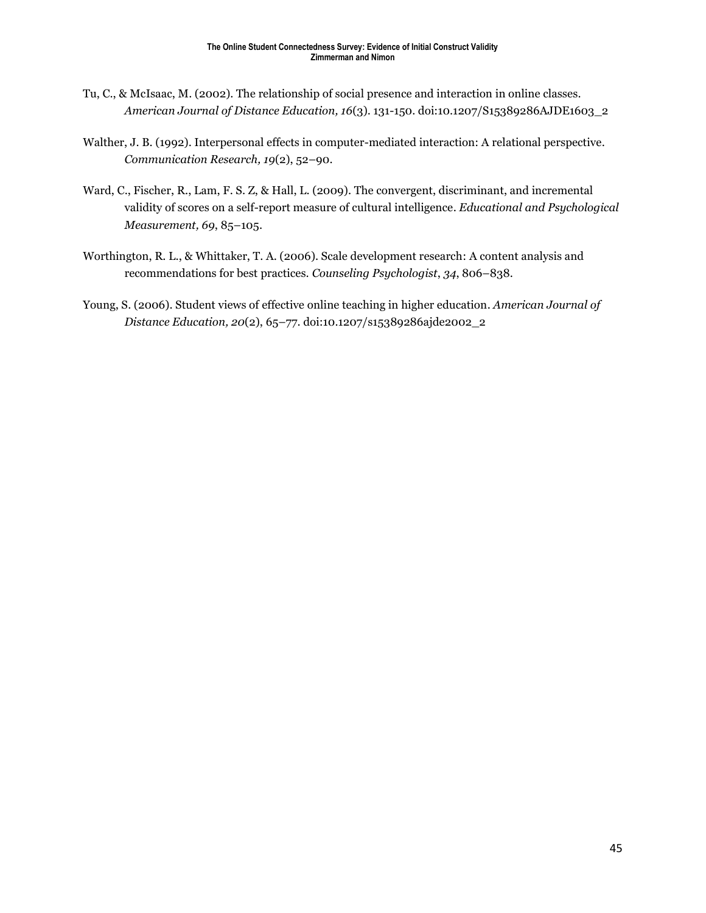Tu, C., & McIsaac, M. (2002). The relationship of social presence and interaction in online classes. *American Journal of Distance Education, 16*(3). 131-150. doi:10.1207/S15389286AJDE1603_2

Walther, J. B. (1992). Interpersonal effects in computer-mediated interaction: A relational perspective. *Communication Research, 19*(2), 52–90.

Ward, C., Fischer, R., Lam, F. S. Z, & Hall, L. (2009). The convergent, discriminant, and incremental validity of scores on a self-report measure of cultural intelligence. *Educational and Psychological Measurement, 69*, 85–105.

Worthington, R. L., & Whittaker, T. A. (2006). Scale development research: A content analysis and recommendations for best practices. *Counseling Psychologist*, *34*, 806–838.

Young, S. (2006). Student views of effective online teaching in higher education. *American Journal of Distance Education, 20*(2), 65–77. doi:10.1207/s15389286ajde2002_2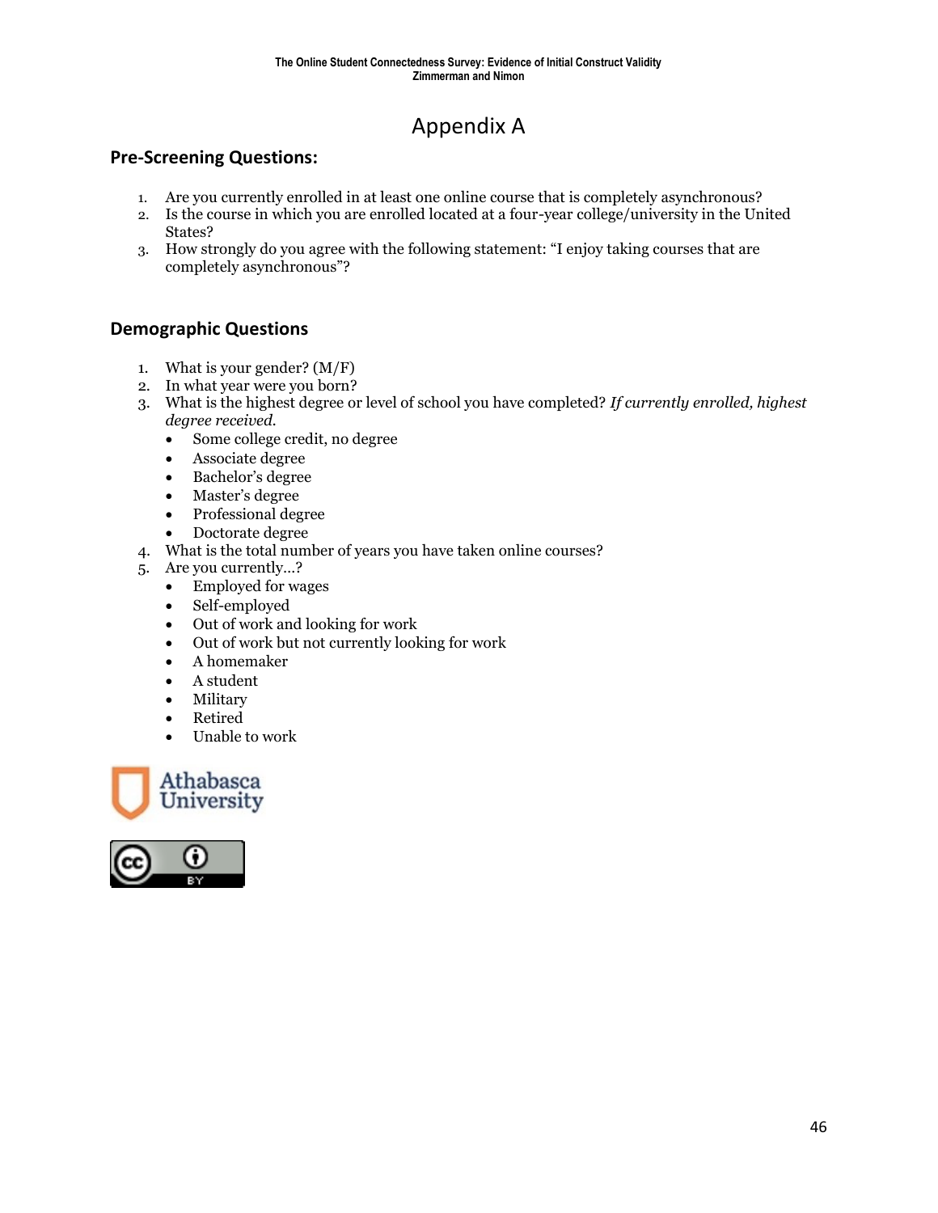# Appendix A

## Pre-Screening Questions:

1. Are you currently enrolled in at least one online course that is completely asynchronous?
2. Is the course in which you are enrolled located at a four-year college/university in the United States?
3. How strongly do you agree with the following statement: "I enjoy taking courses that are completely asynchronous"?

## Demographic Questions

1. What is your gender? (M/F)
2. In what year were you born?
3. What is the highest degree or level of school you have completed? *If currently enrolled, highest degree received.*
   - Some college credit, no degree
   - Associate degree
   - Bachelor's degree
   - Master's degree
   - Professional degree
   - Doctorate degree
4. What is the total number of years you have taken online courses?
5. Are you currently…?
   - Employed for wages
   - Self-employed
   - Out of work and looking for work
   - Out of work but not currently looking for work
   - A homemaker
   - A student
   - Military
   - Retired
   - Unable to work

Athabasca University